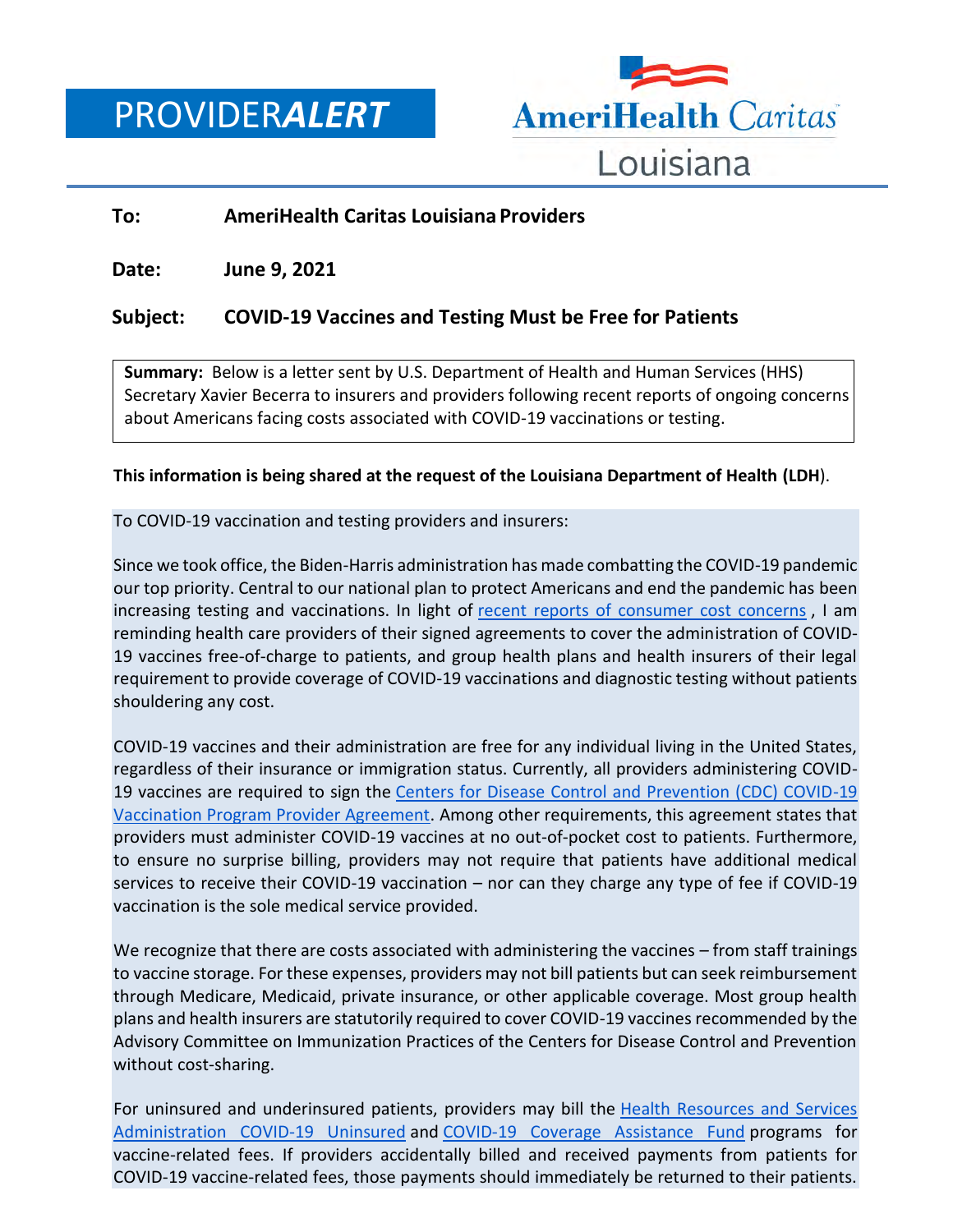# PROVIDER*ALERT*

AmeriHealth Caritas Louisiana

**To:** **AmeriHealth Caritas Louisiana Providers**

**Date:** **June 9, 2021**

**Subject:** **COVID-19 Vaccines and Testing Must be Free for Patients**

**Summary:** Below is a letter sent by U.S. Department of Health and Human Services (HHS) Secretary Xavier Becerra to insurers and providers following recent reports of ongoing concerns about Americans facing costs associated with COVID-19 vaccinations or testing.

**This information is being shared at the request of the Louisiana Department of Health (LDH)**.

To COVID-19 vaccination and testing providers and insurers:

Since we took office, the Biden-Harris administration has made combatting the COVID-19 pandemic our top priority. Central to our national plan to protect Americans and end the pandemic has been increasing testing and vaccinations. In light of recent reports of consumer cost concerns, I am reminding health care providers of their signed agreements to cover the administration of COVID-19 vaccines free-of-charge to patients, and group health plans and health insurers of their legal requirement to provide coverage of COVID-19 vaccinations and diagnostic testing without patients shouldering any cost.

COVID-19 vaccines and their administration are free for any individual living in the United States, regardless of their insurance or immigration status. Currently, all providers administering COVID-19 vaccines are required to sign the Centers for Disease Control and Prevention (CDC) COVID-19 Vaccination Program Provider Agreement. Among other requirements, this agreement states that providers must administer COVID-19 vaccines at no out-of-pocket cost to patients. Furthermore, to ensure no surprise billing, providers may not require that patients have additional medical services to receive their COVID-19 vaccination – nor can they charge any type of fee if COVID-19 vaccination is the sole medical service provided.

We recognize that there are costs associated with administering the vaccines – from staff trainings to vaccine storage. For these expenses, providers may not bill patients but can seek reimbursement through Medicare, Medicaid, private insurance, or other applicable coverage. Most group health plans and health insurers are statutorily required to cover COVID-19 vaccines recommended by the Advisory Committee on Immunization Practices of the Centers for Disease Control and Prevention without cost-sharing.

For uninsured and underinsured patients, providers may bill the Health Resources and Services Administration COVID-19 Uninsured and COVID-19 Coverage Assistance Fund programs for vaccine-related fees. If providers accidentally billed and received payments from patients for COVID-19 vaccine-related fees, those payments should immediately be returned to their patients.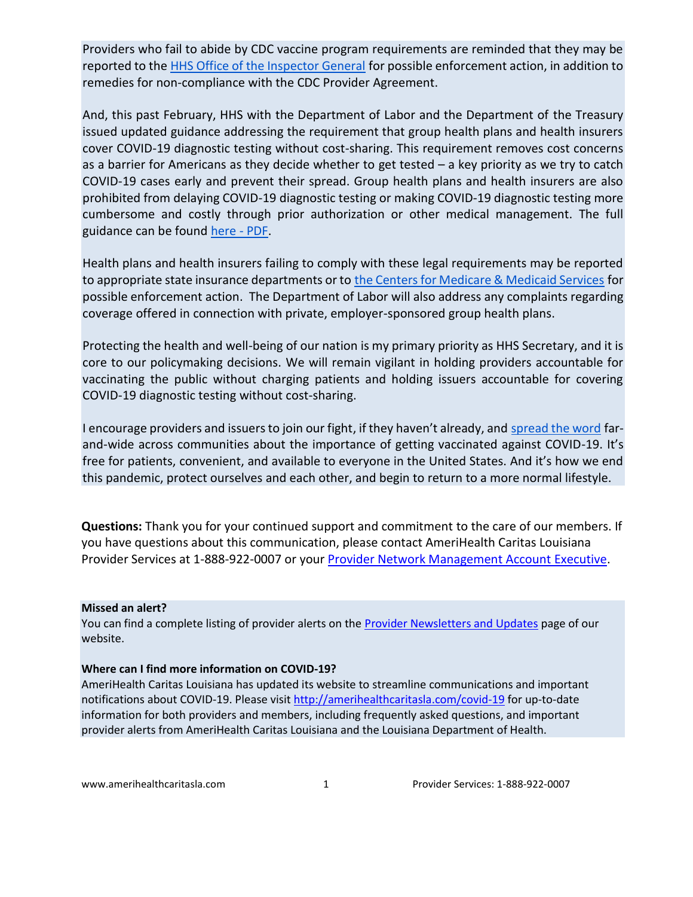Providers who fail to abide by CDC vaccine program requirements are reminded that they may be reported to the HHS Office of the Inspector General for possible enforcement action, in addition to remedies for non-compliance with the CDC Provider Agreement.

And, this past February, HHS with the Department of Labor and the Department of the Treasury issued updated guidance addressing the requirement that group health plans and health insurers cover COVID-19 diagnostic testing without cost-sharing. This requirement removes cost concerns as a barrier for Americans as they decide whether to get tested – a key priority as we try to catch COVID-19 cases early and prevent their spread. Group health plans and health insurers are also prohibited from delaying COVID-19 diagnostic testing or making COVID-19 diagnostic testing more cumbersome and costly through prior authorization or other medical management. The full guidance can be found here - PDF.

Health plans and health insurers failing to comply with these legal requirements may be reported to appropriate state insurance departments or to the Centers for Medicare & Medicaid Services for possible enforcement action. The Department of Labor will also address any complaints regarding coverage offered in connection with private, employer-sponsored group health plans.

Protecting the health and well-being of our nation is my primary priority as HHS Secretary, and it is core to our policymaking decisions. We will remain vigilant in holding providers accountable for vaccinating the public without charging patients and holding issuers accountable for covering COVID-19 diagnostic testing without cost-sharing.

I encourage providers and issuers to join our fight, if they haven't already, and spread the word far-and-wide across communities about the importance of getting vaccinated against COVID-19. It's free for patients, convenient, and available to everyone in the United States. And it's how we end this pandemic, protect ourselves and each other, and begin to return to a more normal lifestyle.

**Questions:** Thank you for your continued support and commitment to the care of our members. If you have questions about this communication, please contact AmeriHealth Caritas Louisiana Provider Services at 1-888-922-0007 or your Provider Network Management Account Executive.

**Missed an alert?**

You can find a complete listing of provider alerts on the Provider Newsletters and Updates page of our website.

**Where can I find more information on COVID-19?**

AmeriHealth Caritas Louisiana has updated its website to streamline communications and important notifications about COVID-19. Please visit http://amerihealthcaritasla.com/covid-19 for up-to-date information for both providers and members, including frequently asked questions, and important provider alerts from AmeriHealth Caritas Louisiana and the Louisiana Department of Health.